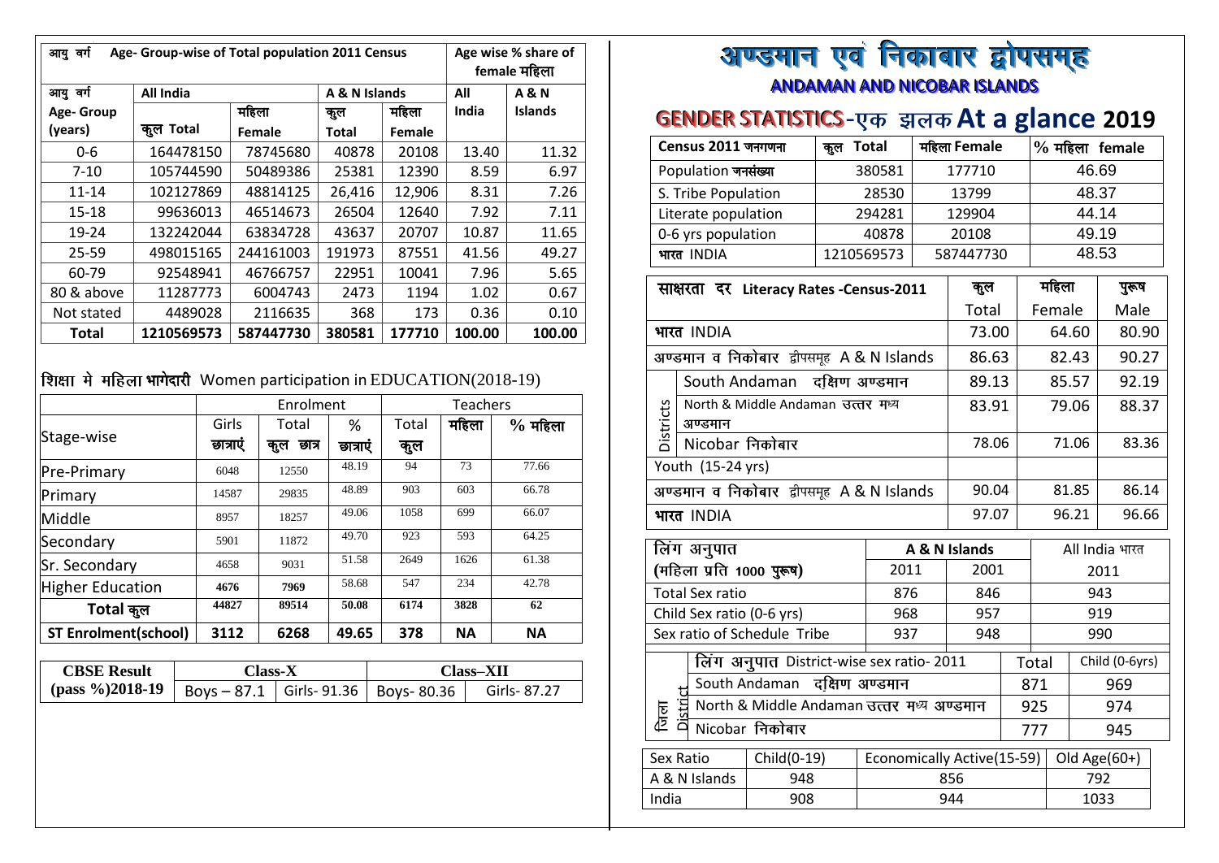# अण्डमान एवं निकाबार द्वीपसमूह

## ANDAMAN AND NICOBAR ISLANDS

## GENDER STATISTICS-एक झलक At a glance 2019

| आयु वर्ग Age- Group-wise of Total population 2011 Census | | | | | Age wise % share of female महिला | |
|---|---|---|---|---|---|---|
| आयु वर्ग Age- Group (years) | All India | | A & N Islands | | All India | A & N Islands |
| | कुल Total | महिला Female | कुल Total | महिला Female | | |
| 0-6 | 164478150 | 78745680 | 40878 | 20108 | 13.40 | 11.32 |
| 7-10 | 105744590 | 50489386 | 25381 | 12390 | 8.59 | 6.97 |
| 11-14 | 102127869 | 48814125 | 26,416 | 12,906 | 8.31 | 7.26 |
| 15-18 | 99636013 | 46514673 | 26504 | 12640 | 7.92 | 7.11 |
| 19-24 | 132242044 | 63834728 | 43637 | 20707 | 10.87 | 11.65 |
| 25-59 | 498015165 | 244161003 | 191973 | 87551 | 41.56 | 49.27 |
| 60-79 | 92548941 | 46766757 | 22951 | 10041 | 7.96 | 5.65 |
| 80 & above | 11287773 | 6004743 | 2473 | 1194 | 1.02 | 0.67 |
| Not stated | 4489028 | 2116635 | 368 | 173 | 0.36 | 0.10 |
| **Total** | **1210569573** | **587447730** | **380581** | **177710** | **100.00** | **100.00** |

### शिक्षा मे महिला भागेदारी Women participation in EDUCATION(2018-19)

| Stage-wise | Enrolment | | | Teachers | | |
|---|---|---|---|---|---|---|
| | Girls छात्राएं | Total कुल छात्र | % छात्राएं | Total कुल | महिला | % महिला |
| Pre-Primary | 6048 | 12550 | 48.19 | 94 | 73 | 77.66 |
| Primary | 14587 | 29835 | 48.89 | 903 | 603 | 66.78 |
| Middle | 8957 | 18257 | 49.06 | 1058 | 699 | 66.07 |
| Secondary | 5901 | 11872 | 49.70 | 923 | 593 | 64.25 |
| Sr. Secondary | 4658 | 9031 | 51.58 | 2649 | 1626 | 61.38 |
| Higher Education | 4676 | 7969 | 58.68 | 547 | 234 | 42.78 |
| **Total कुल** | **44827** | **89514** | **50.08** | **6174** | **3828** | **62** |
| **ST Enrolment(school)** | **3112** | **6268** | **49.65** | **378** | **NA** | **NA** |

| CBSE Result (pass %)2018-19 | Class-X | | Class–XII | |
|---|---|---|---|---|
| | Boys – 87.1 | Girls- 91.36 | Boys- 80.36 | Girls- 87.27 |

| Census 2011 जनगणना | कुल Total | महिला Female | % महिला female |
|---|---|---|---|
| Population जनसंख्या | 380581 | 177710 | 46.69 |
| S. Tribe Population | 28530 | 13799 | 48.37 |
| Literate population | 294281 | 129904 | 44.14 |
| 0-6 yrs population | 40878 | 20108 | 49.19 |
| भारत INDIA | 1210569573 | 587447730 | 48.53 |

| साक्षरता दर Literacy Rates -Census-2011 | | कुल Total | महिला Female | पुरूष Male |
|---|---|---|---|---|
| भारत INDIA | | 73.00 | 64.60 | 80.90 |
| अण्डमान व निकोबार द्वीपसमूह A & N Islands | | 86.63 | 82.43 | 90.27 |
| Districts | South Andaman दक्षिण अण्डमान | 89.13 | 85.57 | 92.19 |
| | North & Middle Andaman उत्तर मध्य अण्डमान | 83.91 | 79.06 | 88.37 |
| | Nicobar निकोबार | 78.06 | 71.06 | 83.36 |
| Youth (15-24 yrs) | | | | |
| अण्डमान व निकोबार द्वीपसमूह A & N Islands | | 90.04 | 81.85 | 86.14 |
| भारत INDIA | | 97.07 | 96.21 | 96.66 |

| लिंग अनुपात (महिला प्रति 1000 पुरूष) | A & N Islands | | All India भारत |
|---|---|---|---|
| | 2011 | 2001 | 2011 |
| Total Sex ratio | 876 | 846 | 943 |
| Child Sex ratio (0-6 yrs) | 968 | 957 | 919 |
| Sex ratio of Schedule Tribe | 937 | 948 | 990 |

| जिला District | लिंग अनुपात District-wise sex ratio- 2011 | Total | Child (0-6yrs) |
|---|---|---|---|
| | South Andaman दक्षिण अण्डमान | 871 | 969 |
| | North & Middle Andaman उत्तर मध्य अण्डमान | 925 | 974 |
| | Nicobar निकोबार | 777 | 945 |

| Sex Ratio | Child(0-19) | Economically Active(15-59) | Old Age(60+) |
|---|---|---|---|
| A & N Islands | 948 | 856 | 792 |
| India | 908 | 944 | 1033 |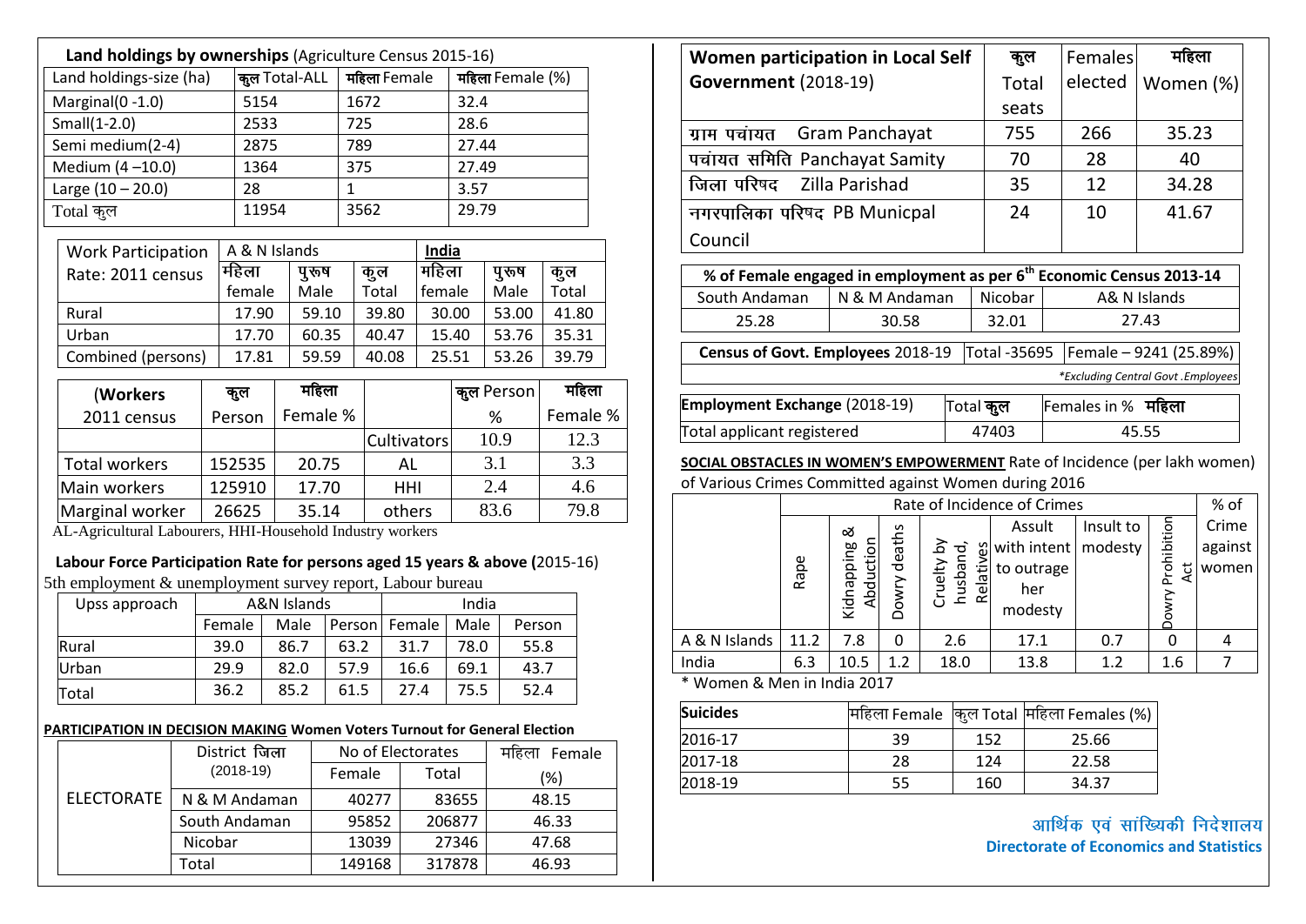**Land holdings by ownerships** (Agriculture Census 2015-16)

| Land holdings-size (ha) | कुल Total-ALL | महिला Female | महिला Female (%) |
|---|---|---|---|
| Marginal(0 -1.0) | 5154 | 1672 | 32.4 |
| Small(1-2.0) | 2533 | 725 | 28.6 |
| Semi medium(2-4) | 2875 | 789 | 27.44 |
| Medium (4 –10.0) | 1364 | 375 | 27.49 |
| Large (10 – 20.0) | 28 | 1 | 3.57 |
| Total कुल | 11954 | 3562 | 29.79 |

| Work Participation Rate: 2011 census | A & N Islands | | | **India** | | |
|---|---|---|---|---|---|---|
| | महिला female | पुरूष Male | कुल Total | महिला female | पुरूष Male | कुल Total |
| Rural | 17.90 | 59.10 | 39.80 | 30.00 | 53.00 | 41.80 |
| Urban | 17.70 | 60.35 | 40.47 | 15.40 | 53.76 | 35.31 |
| Combined (persons) | 17.81 | 59.59 | 40.08 | 25.51 | 53.26 | 39.79 |

| (**Workers** 2011 census | कुल Person | महिला Female % | | कुल Person % | महिला Female % |
|---|---|---|---|---|---|
| | | | Cultivators | 10.9 | 12.3 |
| Total workers | 152535 | 20.75 | AL | 3.1 | 3.3 |
| Main workers | 125910 | 17.70 | HHI | 2.4 | 4.6 |
| Marginal worker | 26625 | 35.14 | others | 83.6 | 79.8 |

AL-Agricultural Labourers, HHI-Household Industry workers

**Labour Force Participation Rate for persons aged 15 years & above (**2015-16)

5th employment & unemployment survey report, Labour bureau

| Upss approach | A&N Islands | | | India | | |
|---|---|---|---|---|---|---|
| | Female | Male | Person | Female | Male | Person |
| Rural | 39.0 | 86.7 | 63.2 | 31.7 | 78.0 | 55.8 |
| Urban | 29.9 | 82.0 | 57.9 | 16.6 | 69.1 | 43.7 |
| Total | 36.2 | 85.2 | 61.5 | 27.4 | 75.5 | 52.4 |

**PARTICIPATION IN DECISION MAKING Women Voters Turnout for General Election**

| | District जिला (2018-19) | No of Electorates | | महिला Female |
|---|---|---|---|---|
| | | Female | Total | (%) |
| ELECTORATE | N & M Andaman | 40277 | 83655 | 48.15 |
| | South Andaman | 95852 | 206877 | 46.33 |
| | Nicobar | 13039 | 27346 | 47.68 |
| | Total | 149168 | 317878 | 46.93 |

| **Women participation in Local Self Government** (2018-19) | कुल Total seats | Females elected | महिला Women (%) |
|---|---|---|---|
| ग्राम पंचायत Gram Panchayat | 755 | 266 | 35.23 |
| पंचायत समिति Panchayat Samity | 70 | 28 | 40 |
| जिला परिषद Zilla Parishad | 35 | 12 | 34.28 |
| नगरपालिका परिषद PB Municpal Council | 24 | 10 | 41.67 |

| **% of Female engaged in employment as per 6th Economic Census 2013-14** | | | |
|---|---|---|---|
| South Andaman | N & M Andaman | Nicobar | A& N Islands |
| 25.28 | 30.58 | 32.01 | 27.43 |

| **Census of Govt. Employees** 2018-19 | Total -35695 | Female – 9241 (25.89%) |
|---|---|---|

*Excluding Central Govt .Employees*

| **Employment Exchange** (2018-19) | Total कुल | Females in % महिला |
|---|---|---|
| Total applicant registered | 47403 | 45.55 |

**SOCIAL OBSTACLES IN WOMEN'S EMPOWERMENT** Rate of Incidence (per lakh women) of Various Crimes Committed against Women during 2016

| | Rate of Incidence of Crimes | | | | | | | % of Crime against women |
|---|---|---|---|---|---|---|---|---|
| | Rape | Kidnapping & Abduction | Dowry deaths | Cruelty by husband, Relatives | Assult with intent to outrage her modesty | Insult to modesty | Dowry Prohibition Act | |
| A & N Islands | 11.2 | 7.8 | 0 | 2.6 | 17.1 | 0.7 | 0 | 4 |
| India | 6.3 | 10.5 | 1.2 | 18.0 | 13.8 | 1.2 | 1.6 | 7 |

\* Women & Men in India 2017

| **Suicides** | महिला Female | कुल Total | महिला Females (%) |
|---|---|---|---|
| 2016-17 | 39 | 152 | 25.66 |
| 2017-18 | 28 | 124 | 22.58 |
| 2018-19 | 55 | 160 | 34.37 |

**आर्थिक एवं सांख्यिकी निदेशालय**

**Directorate of Economics and Statistics**